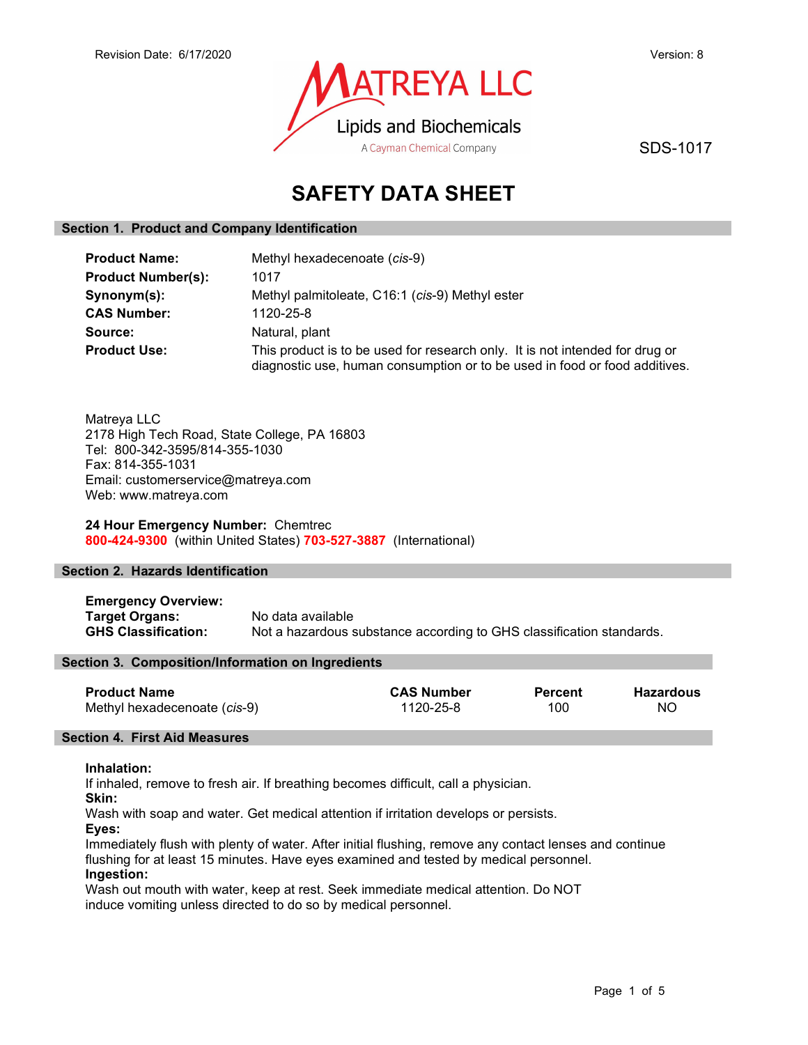Revision Date: 6/17/2020

Version: 8

MATREYA LLC
Lipids and Biochemicals
A Cayman Chemical Company

SDS-1017

# SAFETY DATA SHEET

## Section 1. Product and Company Identification

**Product Name:** Methyl hexadecenoate (*cis*-9)
**Product Number(s):** 1017
**Synonym(s):** Methyl palmitoleate, C16:1 (*cis*-9) Methyl ester
**CAS Number:** 1120-25-8
**Source:** Natural, plant
**Product Use:** This product is to be used for research only. It is not intended for drug or diagnostic use, human consumption or to be used in food or food additives.

Matreya LLC
2178 High Tech Road, State College, PA 16803
Tel: 800-342-3595/814-355-1030
Fax: 814-355-1031
Email: customerservice@matreya.com
Web: www.matreya.com

**24 Hour Emergency Number:** Chemtrec
**800-424-9300** (within United States) **703-527-3887** (International)

## Section 2. Hazards Identification

**Emergency Overview:**
**Target Organs:** No data available
**GHS Classification:** Not a hazardous substance according to GHS classification standards.

## Section 3. Composition/Information on Ingredients

| Product Name | CAS Number | Percent | Hazardous |
|---|---|---|---|
| Methyl hexadecenoate (*cis*-9) | 1120-25-8 | 100 | NO |

## Section 4. First Aid Measures

**Inhalation:**
If inhaled, remove to fresh air. If breathing becomes difficult, call a physician.
**Skin:**
Wash with soap and water. Get medical attention if irritation develops or persists.
**Eyes:**
Immediately flush with plenty of water. After initial flushing, remove any contact lenses and continue flushing for at least 15 minutes. Have eyes examined and tested by medical personnel.
**Ingestion:**
Wash out mouth with water, keep at rest. Seek immediate medical attention. Do NOT induce vomiting unless directed to do so by medical personnel.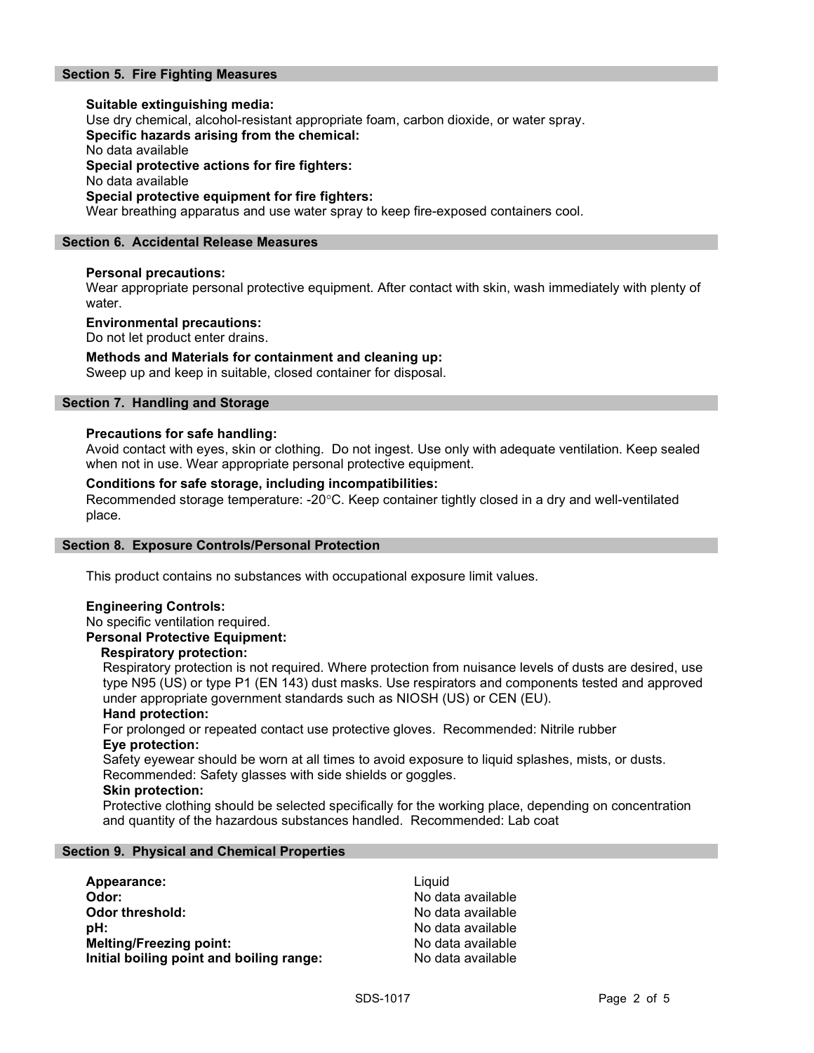## Section 5. Fire Fighting Measures

**Suitable extinguishing media:**
Use dry chemical, alcohol-resistant appropriate foam, carbon dioxide, or water spray.

**Specific hazards arising from the chemical:**
No data available

**Special protective actions for fire fighters:**
No data available

**Special protective equipment for fire fighters:**
Wear breathing apparatus and use water spray to keep fire-exposed containers cool.

## Section 6. Accidental Release Measures

**Personal precautions:**
Wear appropriate personal protective equipment. After contact with skin, wash immediately with plenty of water.

**Environmental precautions:**
Do not let product enter drains.

**Methods and Materials for containment and cleaning up:**
Sweep up and keep in suitable, closed container for disposal.

## Section 7. Handling and Storage

**Precautions for safe handling:**
Avoid contact with eyes, skin or clothing. Do not ingest. Use only with adequate ventilation. Keep sealed when not in use. Wear appropriate personal protective equipment.

**Conditions for safe storage, including incompatibilities:**
Recommended storage temperature: -20°C. Keep container tightly closed in a dry and well-ventilated place.

## Section 8. Exposure Controls/Personal Protection

This product contains no substances with occupational exposure limit values.

**Engineering Controls:**
No specific ventilation required.

**Personal Protective Equipment:**

**Respiratory protection:**
Respiratory protection is not required. Where protection from nuisance levels of dusts are desired, use type N95 (US) or type P1 (EN 143) dust masks. Use respirators and components tested and approved under appropriate government standards such as NIOSH (US) or CEN (EU).

**Hand protection:**
For prolonged or repeated contact use protective gloves. Recommended: Nitrile rubber

**Eye protection:**
Safety eyewear should be worn at all times to avoid exposure to liquid splashes, mists, or dusts. Recommended: Safety glasses with side shields or goggles.

**Skin protection:**
Protective clothing should be selected specifically for the working place, depending on concentration and quantity of the hazardous substances handled. Recommended: Lab coat

## Section 9. Physical and Chemical Properties

| | |
|---|---|
| **Appearance:** | Liquid |
| **Odor:** | No data available |
| **Odor threshold:** | No data available |
| **pH:** | No data available |
| **Melting/Freezing point:** | No data available |
| **Initial boiling point and boiling range:** | No data available |

SDS-1017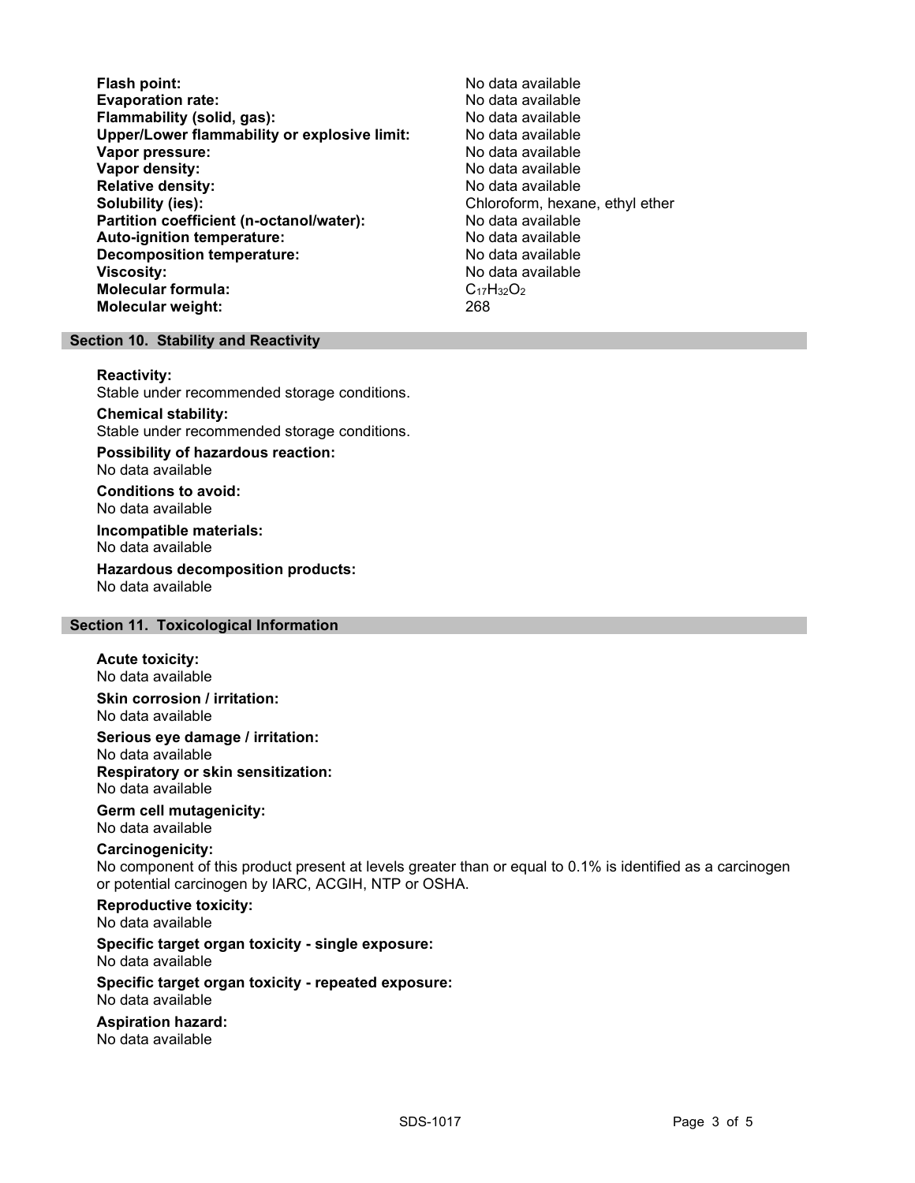**Flash point:** No data available
**Evaporation rate:** No data available
**Flammability (solid, gas):** No data available
**Upper/Lower flammability or explosive limit:** No data available
**Vapor pressure:** No data available
**Vapor density:** No data available
**Relative density:** No data available
**Solubility (ies):** Chloroform, hexane, ethyl ether
**Partition coefficient (n-octanol/water):** No data available
**Auto-ignition temperature:** No data available
**Decomposition temperature:** No data available
**Viscosity:** No data available
**Molecular formula:** $C_{17}H_{32}O_2$
**Molecular weight:** 268

## Section 10. Stability and Reactivity

**Reactivity:**
Stable under recommended storage conditions.

**Chemical stability:**
Stable under recommended storage conditions.

**Possibility of hazardous reaction:**
No data available

**Conditions to avoid:**
No data available

**Incompatible materials:**
No data available

**Hazardous decomposition products:**
No data available

## Section 11. Toxicological Information

**Acute toxicity:**
No data available

**Skin corrosion / irritation:**
No data available

**Serious eye damage / irritation:**
No data available

**Respiratory or skin sensitization:**
No data available

**Germ cell mutagenicity:**
No data available

**Carcinogenicity:**
No component of this product present at levels greater than or equal to 0.1% is identified as a carcinogen or potential carcinogen by IARC, ACGIH, NTP or OSHA.

**Reproductive toxicity:**
No data available

**Specific target organ toxicity - single exposure:**
No data available

**Specific target organ toxicity - repeated exposure:**
No data available

**Aspiration hazard:**
No data available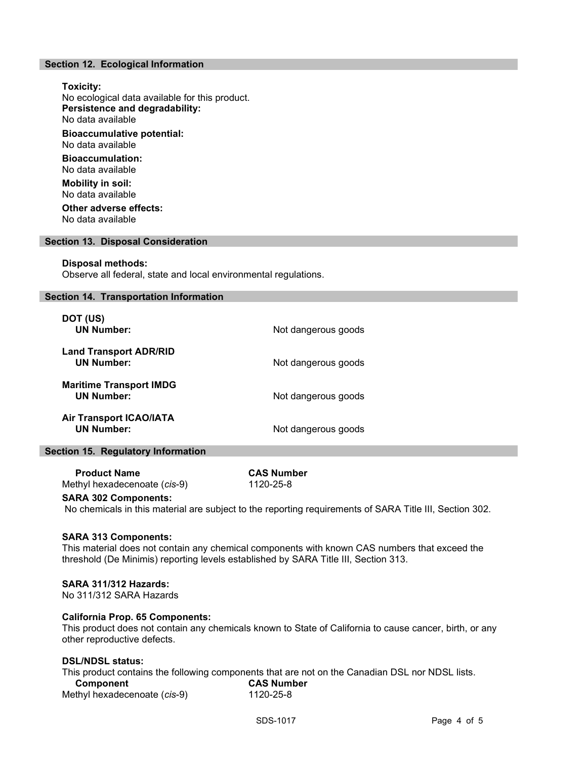## Section 12. Ecological Information

**Toxicity:**
No ecological data available for this product.

**Persistence and degradability:**
No data available

**Bioaccumulative potential:**
No data available

**Bioaccumulation:**
No data available

**Mobility in soil:**
No data available

**Other adverse effects:**
No data available

## Section 13. Disposal Consideration

**Disposal methods:**
Observe all federal, state and local environmental regulations.

## Section 14. Transportation Information

| | |
|---|---|
| **DOT (US)** | |
| **UN Number:** | Not dangerous goods |
| **Land Transport ADR/RID** | |
| **UN Number:** | Not dangerous goods |
| **Maritime Transport IMDG** | |
| **UN Number:** | Not dangerous goods |
| **Air Transport ICAO/IATA** | |
| **UN Number:** | Not dangerous goods |

## Section 15. Regulatory Information

| Product Name | CAS Number |
|---|---|
| Methyl hexadecenoate (*cis*-9) | 1120-25-8 |

**SARA 302 Components:**
No chemicals in this material are subject to the reporting requirements of SARA Title III, Section 302.

**SARA 313 Components:**
This material does not contain any chemical components with known CAS numbers that exceed the threshold (De Minimis) reporting levels established by SARA Title III, Section 313.

**SARA 311/312 Hazards:**
No 311/312 SARA Hazards

**California Prop. 65 Components:**
This product does not contain any chemicals known to State of California to cause cancer, birth, or any other reproductive defects.

**DSL/NDSL status:**
This product contains the following components that are not on the Canadian DSL nor NDSL lists.

| Component | CAS Number |
|---|---|
| Methyl hexadecenoate (*cis*-9) | 1120-25-8 |

SDS-1017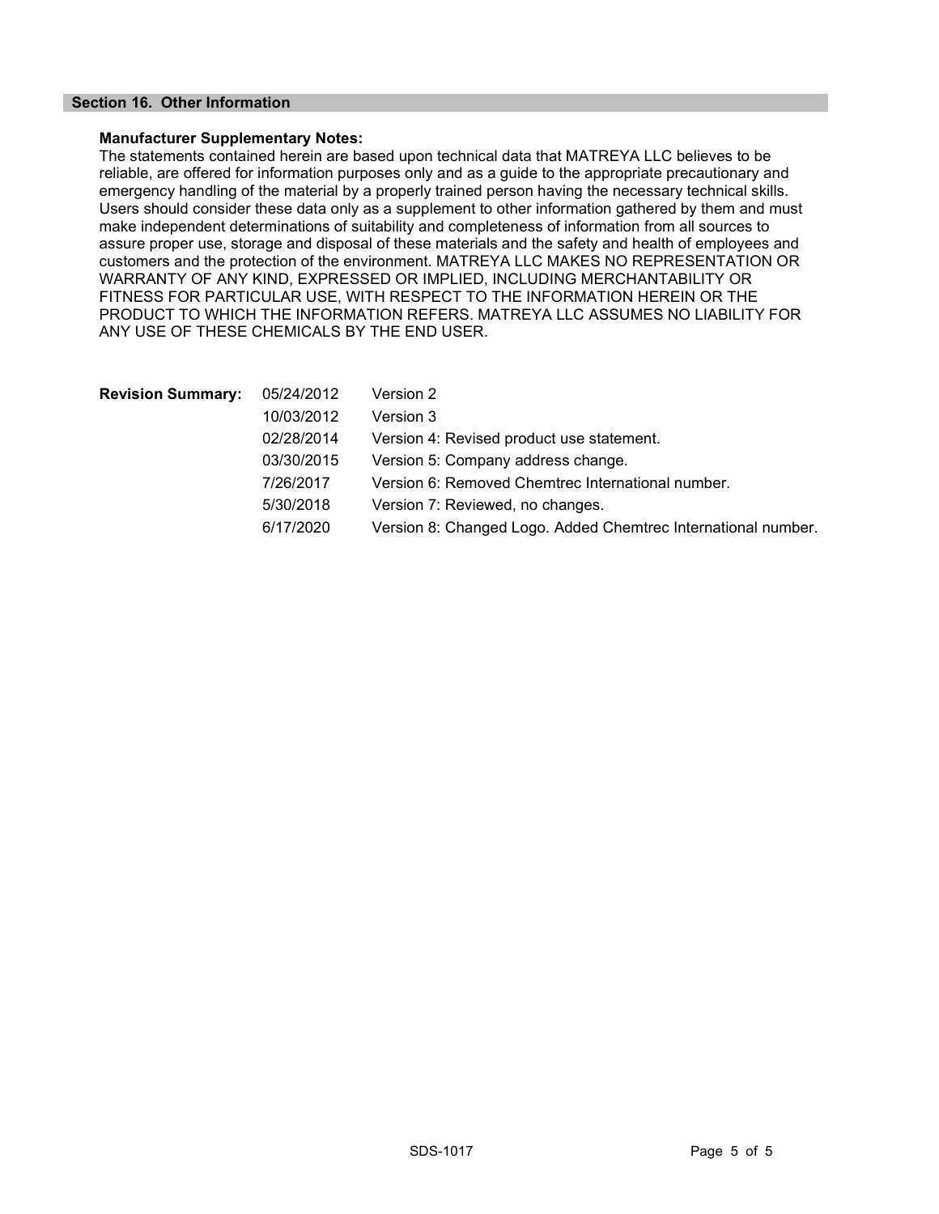## Section 16. Other Information

**Manufacturer Supplementary Notes:**

The statements contained herein are based upon technical data that MATREYA LLC believes to be reliable, are offered for information purposes only and as a guide to the appropriate precautionary and emergency handling of the material by a properly trained person having the necessary technical skills. Users should consider these data only as a supplement to other information gathered by them and must make independent determinations of suitability and completeness of information from all sources to assure proper use, storage and disposal of these materials and the safety and health of employees and customers and the protection of the environment. MATREYA LLC MAKES NO REPRESENTATION OR WARRANTY OF ANY KIND, EXPRESSED OR IMPLIED, INCLUDING MERCHANTABILITY OR FITNESS FOR PARTICULAR USE, WITH RESPECT TO THE INFORMATION HEREIN OR THE PRODUCT TO WHICH THE INFORMATION REFERS. MATREYA LLC ASSUMES NO LIABILITY FOR ANY USE OF THESE CHEMICALS BY THE END USER.

| | | |
|---|---|---|
| **Revision Summary:** | 05/24/2012 | Version 2 |
| | 10/03/2012 | Version 3 |
| | 02/28/2014 | Version 4: Revised product use statement. |
| | 03/30/2015 | Version 5: Company address change. |
| | 7/26/2017 | Version 6: Removed Chemtrec International number. |
| | 5/30/2018 | Version 7: Reviewed, no changes. |
| | 6/17/2020 | Version 8: Changed Logo. Added Chemtrec International number. |

SDS-1017